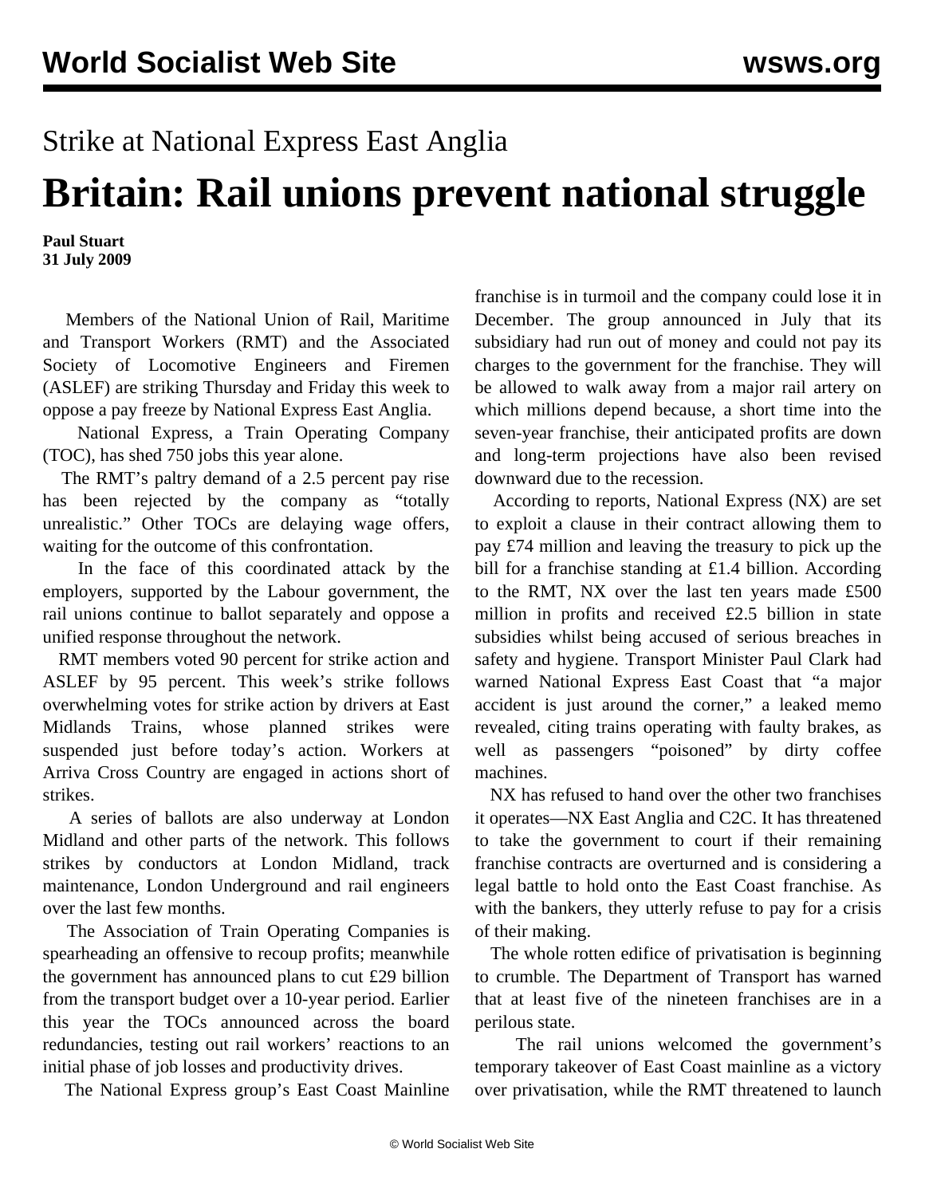# Strike at National Express East Anglia

# Britain: Rail unions prevent national struggle

**Paul Stuart**
**31 July 2009**

Members of the National Union of Rail, Maritime and Transport Workers (RMT) and the Associated Society of Locomotive Engineers and Firemen (ASLEF) are striking Thursday and Friday this week to oppose a pay freeze by National Express East Anglia.

National Express, a Train Operating Company (TOC), has shed 750 jobs this year alone.

The RMT's paltry demand of a 2.5 percent pay rise has been rejected by the company as "totally unrealistic." Other TOCs are delaying wage offers, waiting for the outcome of this confrontation.

In the face of this coordinated attack by the employers, supported by the Labour government, the rail unions continue to ballot separately and oppose a unified response throughout the network.

RMT members voted 90 percent for strike action and ASLEF by 95 percent. This week's strike follows overwhelming votes for strike action by drivers at East Midlands Trains, whose planned strikes were suspended just before today's action. Workers at Arriva Cross Country are engaged in actions short of strikes.

A series of ballots are also underway at London Midland and other parts of the network. This follows strikes by conductors at London Midland, track maintenance, London Underground and rail engineers over the last few months.

The Association of Train Operating Companies is spearheading an offensive to recoup profits; meanwhile the government has announced plans to cut £29 billion from the transport budget over a 10-year period. Earlier this year the TOCs announced across the board redundancies, testing out rail workers' reactions to an initial phase of job losses and productivity drives.

The National Express group's East Coast Mainline franchise is in turmoil and the company could lose it in December. The group announced in July that its subsidiary had run out of money and could not pay its charges to the government for the franchise. They will be allowed to walk away from a major rail artery on which millions depend because, a short time into the seven-year franchise, their anticipated profits are down and long-term projections have also been revised downward due to the recession.

According to reports, National Express (NX) are set to exploit a clause in their contract allowing them to pay £74 million and leaving the treasury to pick up the bill for a franchise standing at £1.4 billion. According to the RMT, NX over the last ten years made £500 million in profits and received £2.5 billion in state subsidies whilst being accused of serious breaches in safety and hygiene. Transport Minister Paul Clark had warned National Express East Coast that "a major accident is just around the corner," a leaked memo revealed, citing trains operating with faulty brakes, as well as passengers "poisoned" by dirty coffee machines.

NX has refused to hand over the other two franchises it operates—NX East Anglia and C2C. It has threatened to take the government to court if their remaining franchise contracts are overturned and is considering a legal battle to hold onto the East Coast franchise. As with the bankers, they utterly refuse to pay for a crisis of their making.

The whole rotten edifice of privatisation is beginning to crumble. The Department of Transport has warned that at least five of the nineteen franchises are in a perilous state.

The rail unions welcomed the government's temporary takeover of East Coast mainline as a victory over privatisation, while the RMT threatened to launch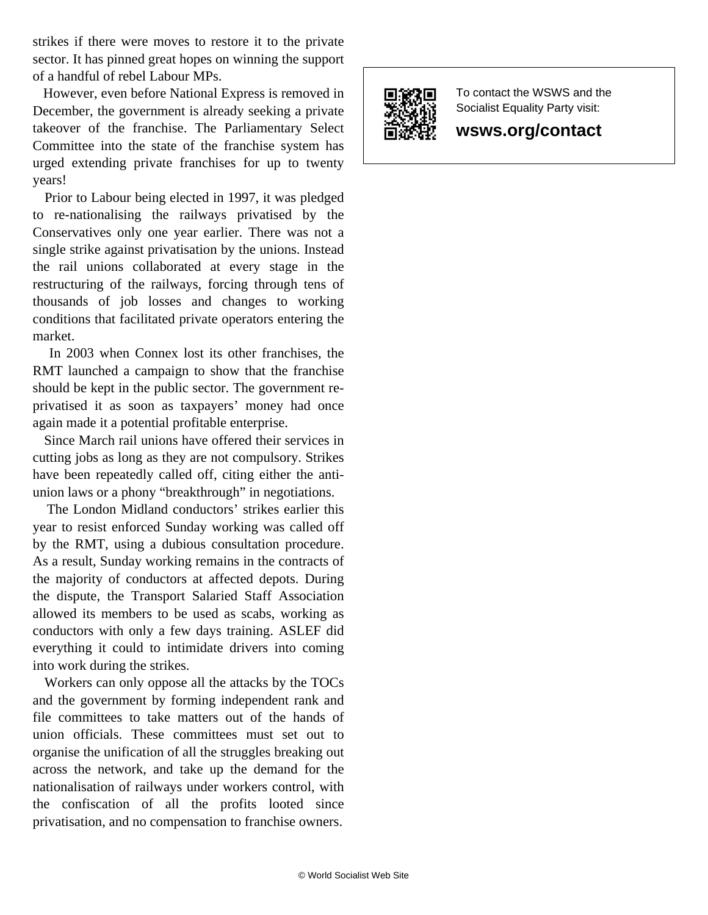strikes if there were moves to restore it to the private sector. It has pinned great hopes on winning the support of a handful of rebel Labour MPs.

However, even before National Express is removed in December, the government is already seeking a private takeover of the franchise. The Parliamentary Select Committee into the state of the franchise system has urged extending private franchises for up to twenty years!

Prior to Labour being elected in 1997, it was pledged to re-nationalising the railways privatised by the Conservatives only one year earlier. There was not a single strike against privatisation by the unions. Instead the rail unions collaborated at every stage in the restructuring of the railways, forcing through tens of thousands of job losses and changes to working conditions that facilitated private operators entering the market.

In 2003 when Connex lost its other franchises, the RMT launched a campaign to show that the franchise should be kept in the public sector. The government re-privatised it as soon as taxpayers' money had once again made it a potential profitable enterprise.

Since March rail unions have offered their services in cutting jobs as long as they are not compulsory. Strikes have been repeatedly called off, citing either the anti-union laws or a phony "breakthrough" in negotiations.

The London Midland conductors' strikes earlier this year to resist enforced Sunday working was called off by the RMT, using a dubious consultation procedure. As a result, Sunday working remains in the contracts of the majority of conductors at affected depots. During the dispute, the Transport Salaried Staff Association allowed its members to be used as scabs, working as conductors with only a few days training. ASLEF did everything it could to intimidate drivers into coming into work during the strikes.

Workers can only oppose all the attacks by the TOCs and the government by forming independent rank and file committees to take matters out of the hands of union officials. These committees must set out to organise the unification of all the struggles breaking out across the network, and take up the demand for the nationalisation of railways under workers control, with the confiscation of all the profits looted since privatisation, and no compensation to franchise owners.

To contact the WSWS and the Socialist Equality Party visit:

**wsws.org/contact**